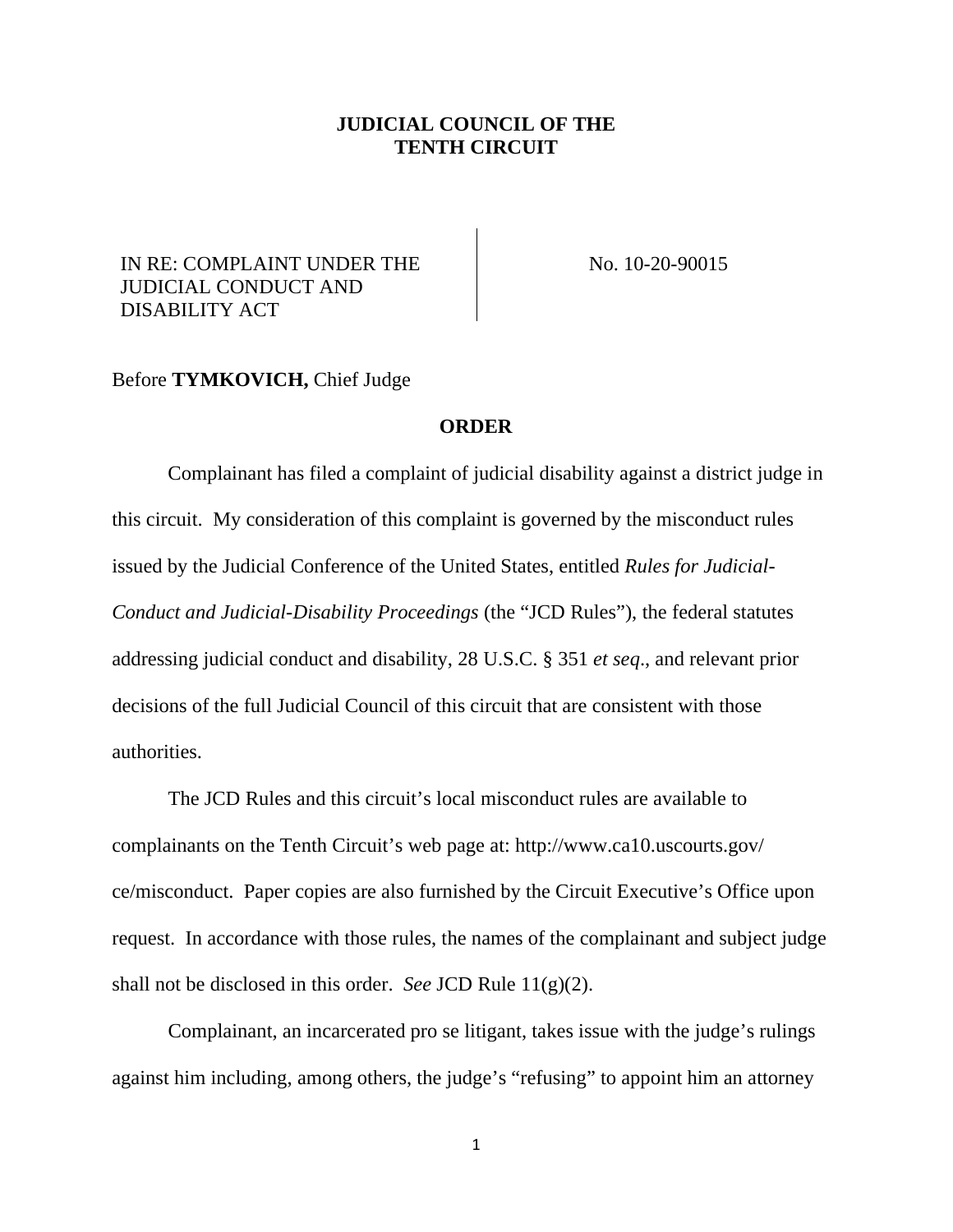**JUDICIAL COUNCIL OF THE TENTH CIRCUIT**

| | |
|---|---|
| IN RE: COMPLAINT UNDER THE JUDICIAL CONDUCT AND DISABILITY ACT | No. 10-20-90015 |

Before **TYMKOVICH,** Chief Judge

**ORDER**

Complainant has filed a complaint of judicial disability against a district judge in this circuit. My consideration of this complaint is governed by the misconduct rules issued by the Judicial Conference of the United States, entitled *Rules for Judicial-Conduct and Judicial-Disability Proceedings* (the "JCD Rules"), the federal statutes addressing judicial conduct and disability, 28 U.S.C. § 351 *et seq*., and relevant prior decisions of the full Judicial Council of this circuit that are consistent with those authorities.

The JCD Rules and this circuit's local misconduct rules are available to complainants on the Tenth Circuit's web page at: http://www.ca10.uscourts.gov/ce/misconduct. Paper copies are also furnished by the Circuit Executive's Office upon request. In accordance with those rules, the names of the complainant and subject judge shall not be disclosed in this order. *See* JCD Rule 11(g)(2).

Complainant, an incarcerated pro se litigant, takes issue with the judge's rulings against him including, among others, the judge's "refusing" to appoint him an attorney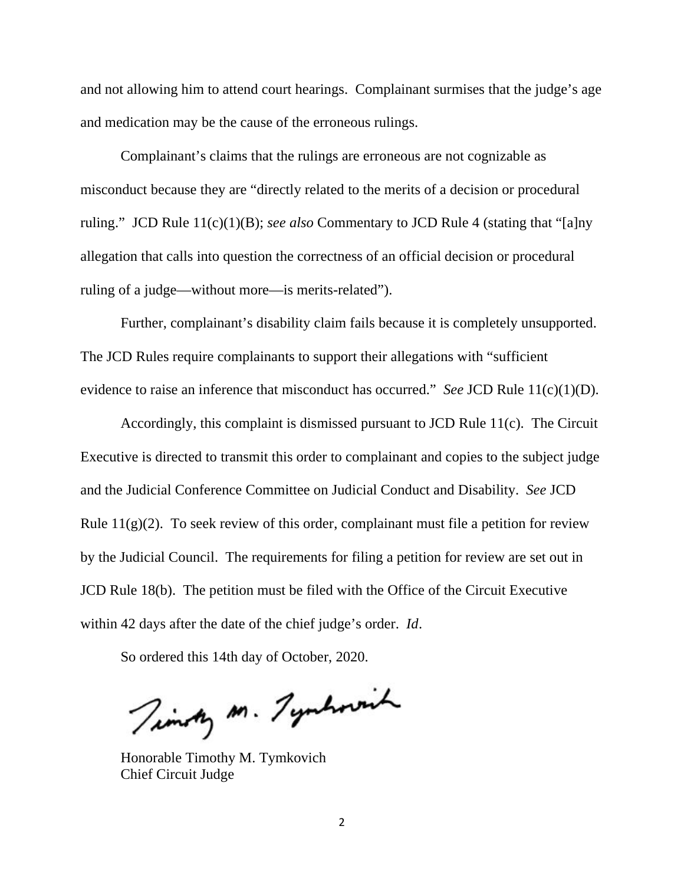and not allowing him to attend court hearings. Complainant surmises that the judge's age and medication may be the cause of the erroneous rulings.

Complainant's claims that the rulings are erroneous are not cognizable as misconduct because they are "directly related to the merits of a decision or procedural ruling." JCD Rule 11(c)(1)(B); *see also* Commentary to JCD Rule 4 (stating that "[a]ny allegation that calls into question the correctness of an official decision or procedural ruling of a judge—without more—is merits-related").

Further, complainant's disability claim fails because it is completely unsupported. The JCD Rules require complainants to support their allegations with "sufficient evidence to raise an inference that misconduct has occurred." *See* JCD Rule 11(c)(1)(D).

Accordingly, this complaint is dismissed pursuant to JCD Rule 11(c). The Circuit Executive is directed to transmit this order to complainant and copies to the subject judge and the Judicial Conference Committee on Judicial Conduct and Disability. *See* JCD Rule 11(g)(2). To seek review of this order, complainant must file a petition for review by the Judicial Council. The requirements for filing a petition for review are set out in JCD Rule 18(b). The petition must be filed with the Office of the Circuit Executive within 42 days after the date of the chief judge's order. *Id*.

So ordered this 14th day of October, 2020.

Honorable Timothy M. Tymkovich
Chief Circuit Judge